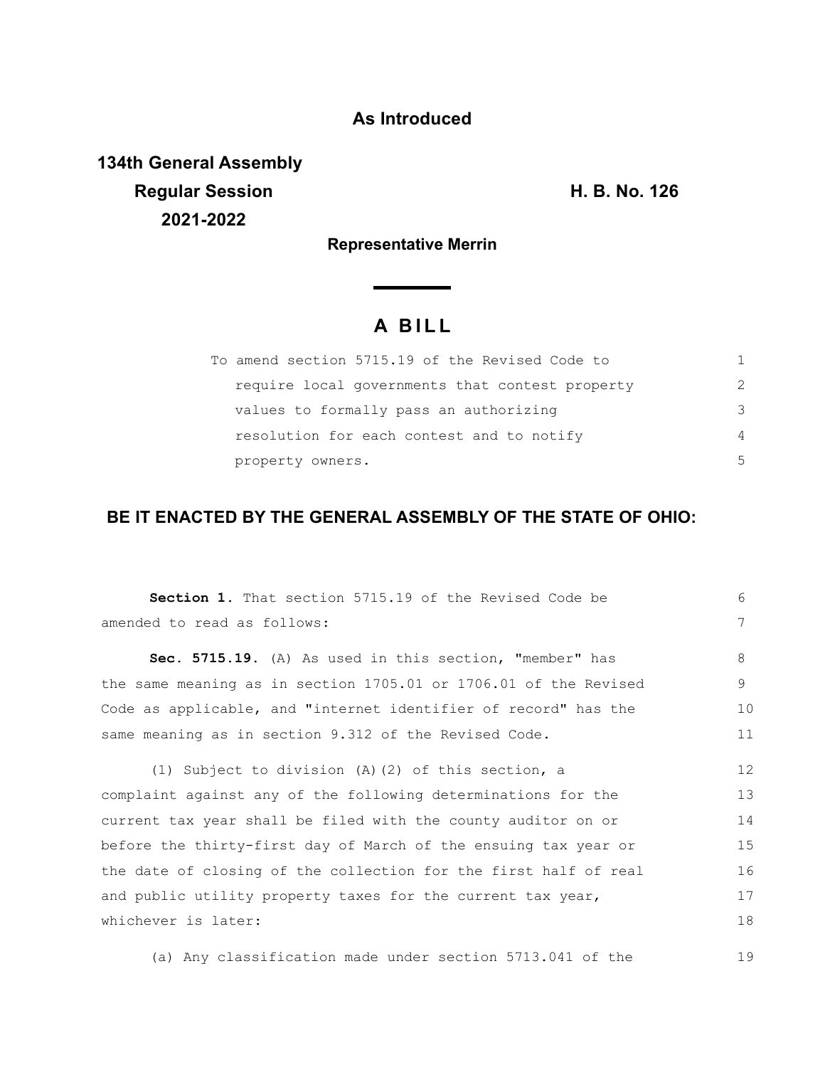**As Introduced**

**134th General Assembly**
**Regular Session** **H. B. No. 126**
**2021-2022**

**Representative Merrin**

# A BILL

To amend section 5715.19 of the Revised Code to require local governments that contest property values to formally pass an authorizing resolution for each contest and to notify property owners.

**BE IT ENACTED BY THE GENERAL ASSEMBLY OF THE STATE OF OHIO:**

**Section 1.** That section 5715.19 of the Revised Code be amended to read as follows:

**Sec. 5715.19.** (A) As used in this section, "member" has the same meaning as in section 1705.01 or 1706.01 of the Revised Code as applicable, and "internet identifier of record" has the same meaning as in section 9.312 of the Revised Code.

(1) Subject to division (A)(2) of this section, a complaint against any of the following determinations for the current tax year shall be filed with the county auditor on or before the thirty-first day of March of the ensuing tax year or the date of closing of the collection for the first half of real and public utility property taxes for the current tax year, whichever is later:

(a) Any classification made under section 5713.041 of the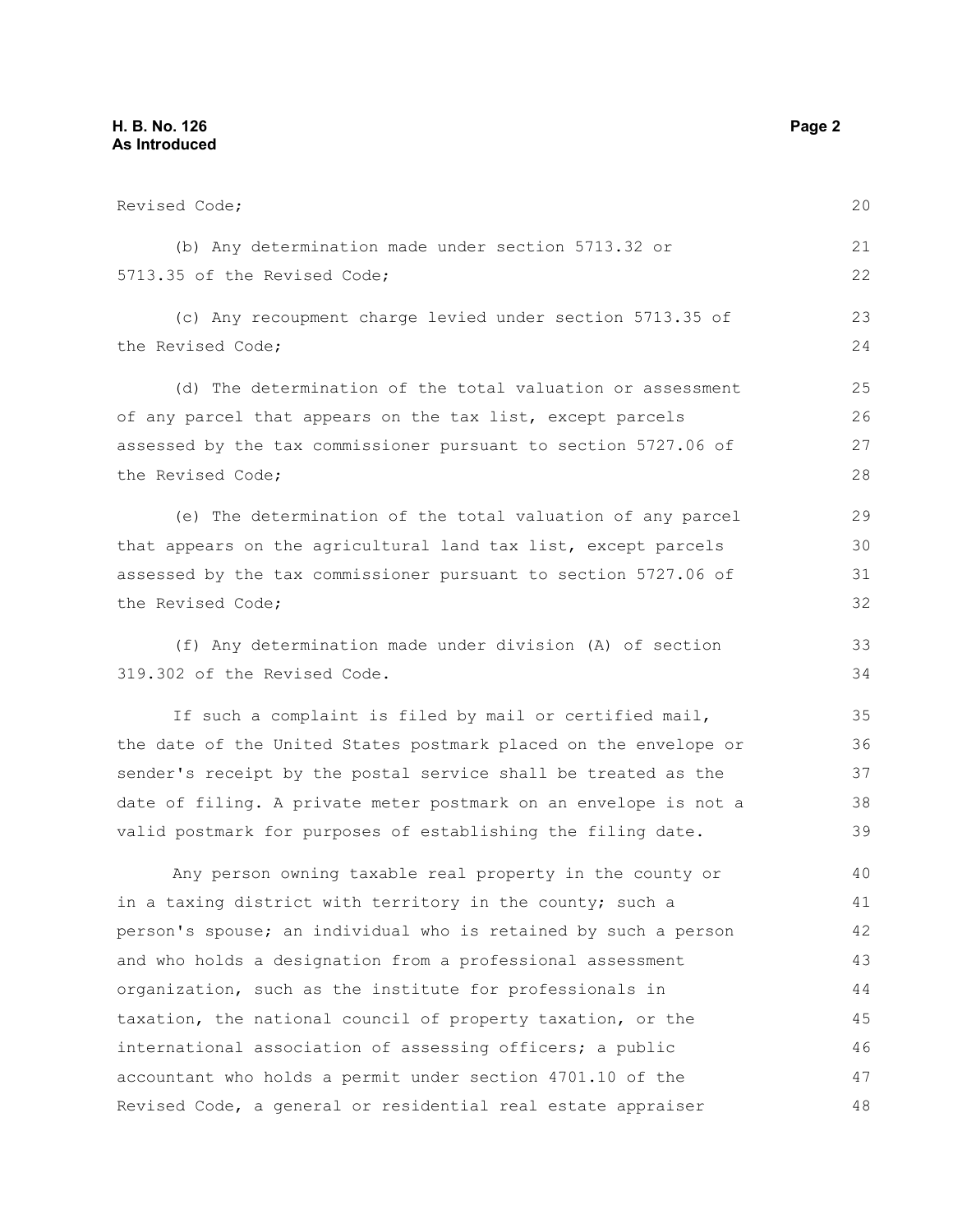Revised Code;

(b) Any determination made under section 5713.32 or 5713.35 of the Revised Code;

(c) Any recoupment charge levied under section 5713.35 of the Revised Code;

(d) The determination of the total valuation or assessment of any parcel that appears on the tax list, except parcels assessed by the tax commissioner pursuant to section 5727.06 of the Revised Code;

(e) The determination of the total valuation of any parcel that appears on the agricultural land tax list, except parcels assessed by the tax commissioner pursuant to section 5727.06 of the Revised Code;

(f) Any determination made under division (A) of section 319.302 of the Revised Code.

If such a complaint is filed by mail or certified mail, the date of the United States postmark placed on the envelope or sender's receipt by the postal service shall be treated as the date of filing. A private meter postmark on an envelope is not a valid postmark for purposes of establishing the filing date.

Any person owning taxable real property in the county or in a taxing district with territory in the county; such a person's spouse; an individual who is retained by such a person and who holds a designation from a professional assessment organization, such as the institute for professionals in taxation, the national council of property taxation, or the international association of assessing officers; a public accountant who holds a permit under section 4701.10 of the Revised Code, a general or residential real estate appraiser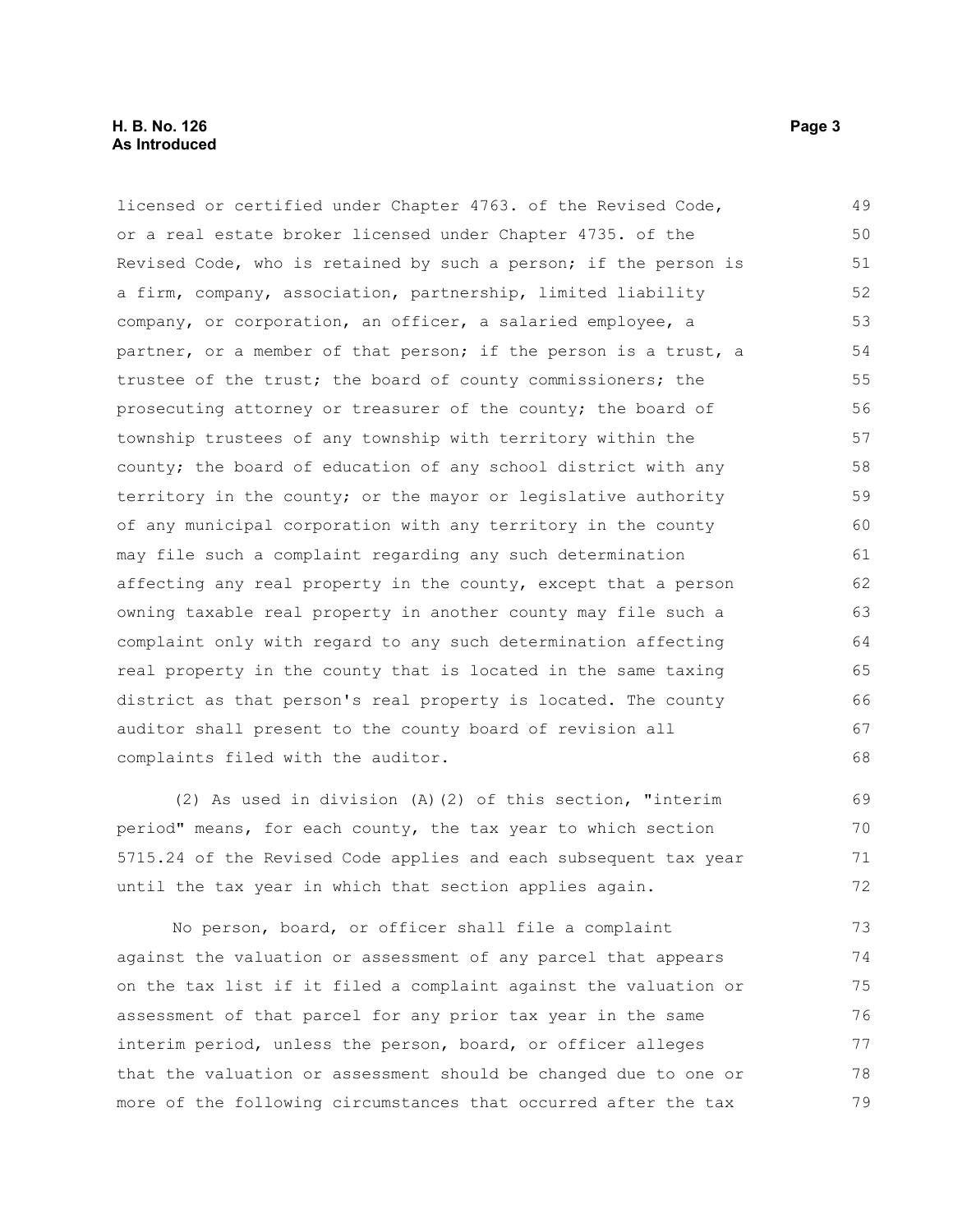licensed or certified under Chapter 4763. of the Revised Code, or a real estate broker licensed under Chapter 4735. of the Revised Code, who is retained by such a person; if the person is a firm, company, association, partnership, limited liability company, or corporation, an officer, a salaried employee, a partner, or a member of that person; if the person is a trust, a trustee of the trust; the board of county commissioners; the prosecuting attorney or treasurer of the county; the board of township trustees of any township with territory within the county; the board of education of any school district with any territory in the county; or the mayor or legislative authority of any municipal corporation with any territory in the county may file such a complaint regarding any such determination affecting any real property in the county, except that a person owning taxable real property in another county may file such a complaint only with regard to any such determination affecting real property in the county that is located in the same taxing district as that person's real property is located. The county auditor shall present to the county board of revision all complaints filed with the auditor.

(2) As used in division (A)(2) of this section, "interim period" means, for each county, the tax year to which section 5715.24 of the Revised Code applies and each subsequent tax year until the tax year in which that section applies again.

No person, board, or officer shall file a complaint against the valuation or assessment of any parcel that appears on the tax list if it filed a complaint against the valuation or assessment of that parcel for any prior tax year in the same interim period, unless the person, board, or officer alleges that the valuation or assessment should be changed due to one or more of the following circumstances that occurred after the tax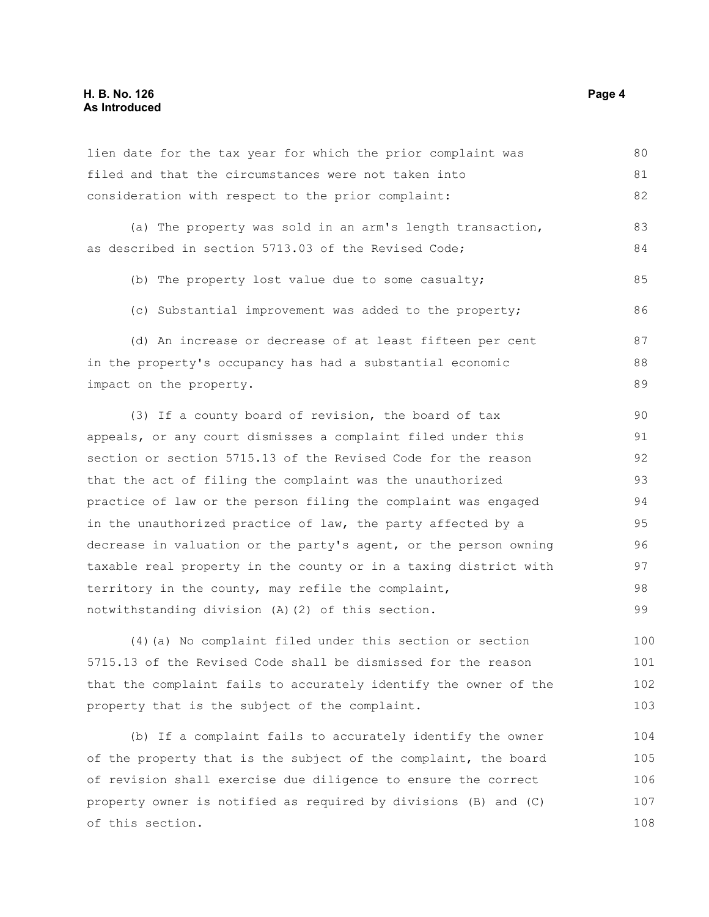lien date for the tax year for which the prior complaint was filed and that the circumstances were not taken into consideration with respect to the prior complaint:

(a) The property was sold in an arm's length transaction, as described in section 5713.03 of the Revised Code;

(b) The property lost value due to some casualty;

(c) Substantial improvement was added to the property;

(d) An increase or decrease of at least fifteen per cent in the property's occupancy has had a substantial economic impact on the property.

(3) If a county board of revision, the board of tax appeals, or any court dismisses a complaint filed under this section or section 5715.13 of the Revised Code for the reason that the act of filing the complaint was the unauthorized practice of law or the person filing the complaint was engaged in the unauthorized practice of law, the party affected by a decrease in valuation or the party's agent, or the person owning taxable real property in the county or in a taxing district with territory in the county, may refile the complaint, notwithstanding division (A)(2) of this section.

(4)(a) No complaint filed under this section or section 5715.13 of the Revised Code shall be dismissed for the reason that the complaint fails to accurately identify the owner of the property that is the subject of the complaint.

(b) If a complaint fails to accurately identify the owner of the property that is the subject of the complaint, the board of revision shall exercise due diligence to ensure the correct property owner is notified as required by divisions (B) and (C) of this section.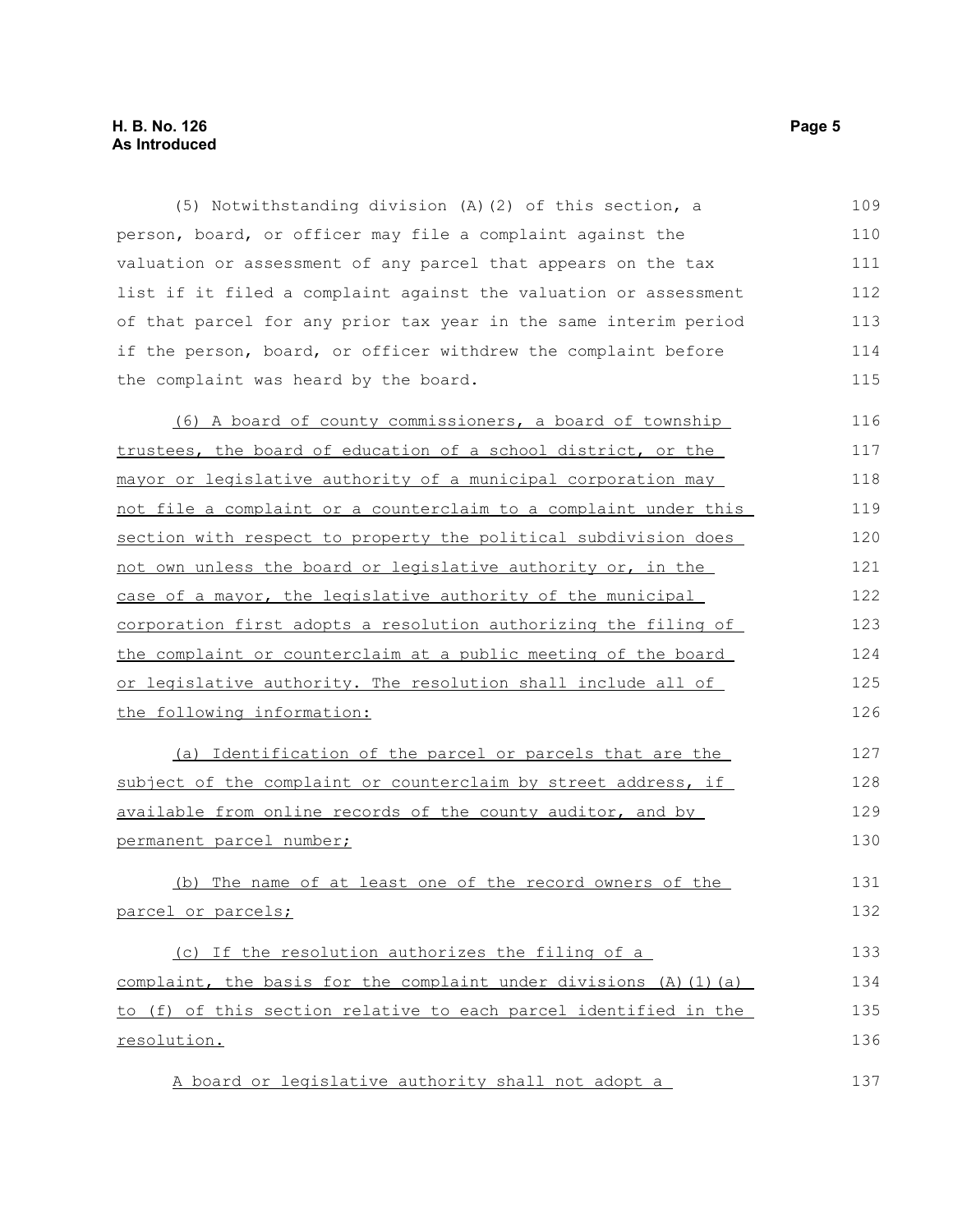(5) Notwithstanding division (A)(2) of this section, a person, board, or officer may file a complaint against the valuation or assessment of any parcel that appears on the tax list if it filed a complaint against the valuation or assessment of that parcel for any prior tax year in the same interim period if the person, board, or officer withdrew the complaint before the complaint was heard by the board.

(6) A board of county commissioners, a board of township trustees, the board of education of a school district, or the mayor or legislative authority of a municipal corporation may not file a complaint or a counterclaim to a complaint under this section with respect to property the political subdivision does not own unless the board or legislative authority or, in the case of a mayor, the legislative authority of the municipal corporation first adopts a resolution authorizing the filing of the complaint or counterclaim at a public meeting of the board or legislative authority. The resolution shall include all of the following information:

(a) Identification of the parcel or parcels that are the subject of the complaint or counterclaim by street address, if available from online records of the county auditor, and by permanent parcel number;

(b) The name of at least one of the record owners of the parcel or parcels;

(c) If the resolution authorizes the filing of a complaint, the basis for the complaint under divisions (A)(1)(a) to (f) of this section relative to each parcel identified in the resolution.

A board or legislative authority shall not adopt a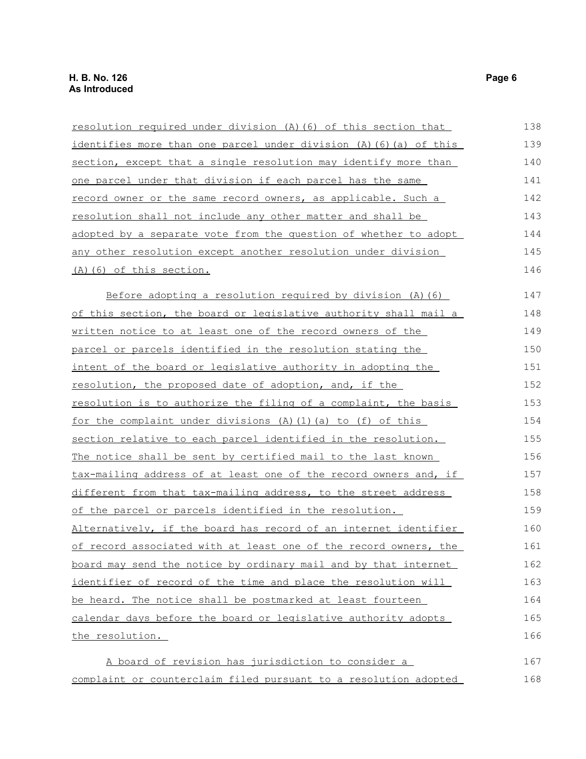resolution required under division (A)(6) of this section that identifies more than one parcel under division (A)(6)(a) of this section, except that a single resolution may identify more than one parcel under that division if each parcel has the same record owner or the same record owners, as applicable. Such a resolution shall not include any other matter and shall be adopted by a separate vote from the question of whether to adopt any other resolution except another resolution under division (A)(6) of this section.

Before adopting a resolution required by division (A)(6) of this section, the board or legislative authority shall mail a written notice to at least one of the record owners of the parcel or parcels identified in the resolution stating the intent of the board or legislative authority in adopting the resolution, the proposed date of adoption, and, if the resolution is to authorize the filing of a complaint, the basis for the complaint under divisions (A)(1)(a) to (f) of this section relative to each parcel identified in the resolution. The notice shall be sent by certified mail to the last known tax-mailing address of at least one of the record owners and, if different from that tax-mailing address, to the street address of the parcel or parcels identified in the resolution. Alternatively, if the board has record of an internet identifier of record associated with at least one of the record owners, the board may send the notice by ordinary mail and by that internet identifier of record of the time and place the resolution will be heard. The notice shall be postmarked at least fourteen calendar days before the board or legislative authority adopts the resolution.

A board of revision has jurisdiction to consider a complaint or counterclaim filed pursuant to a resolution adopted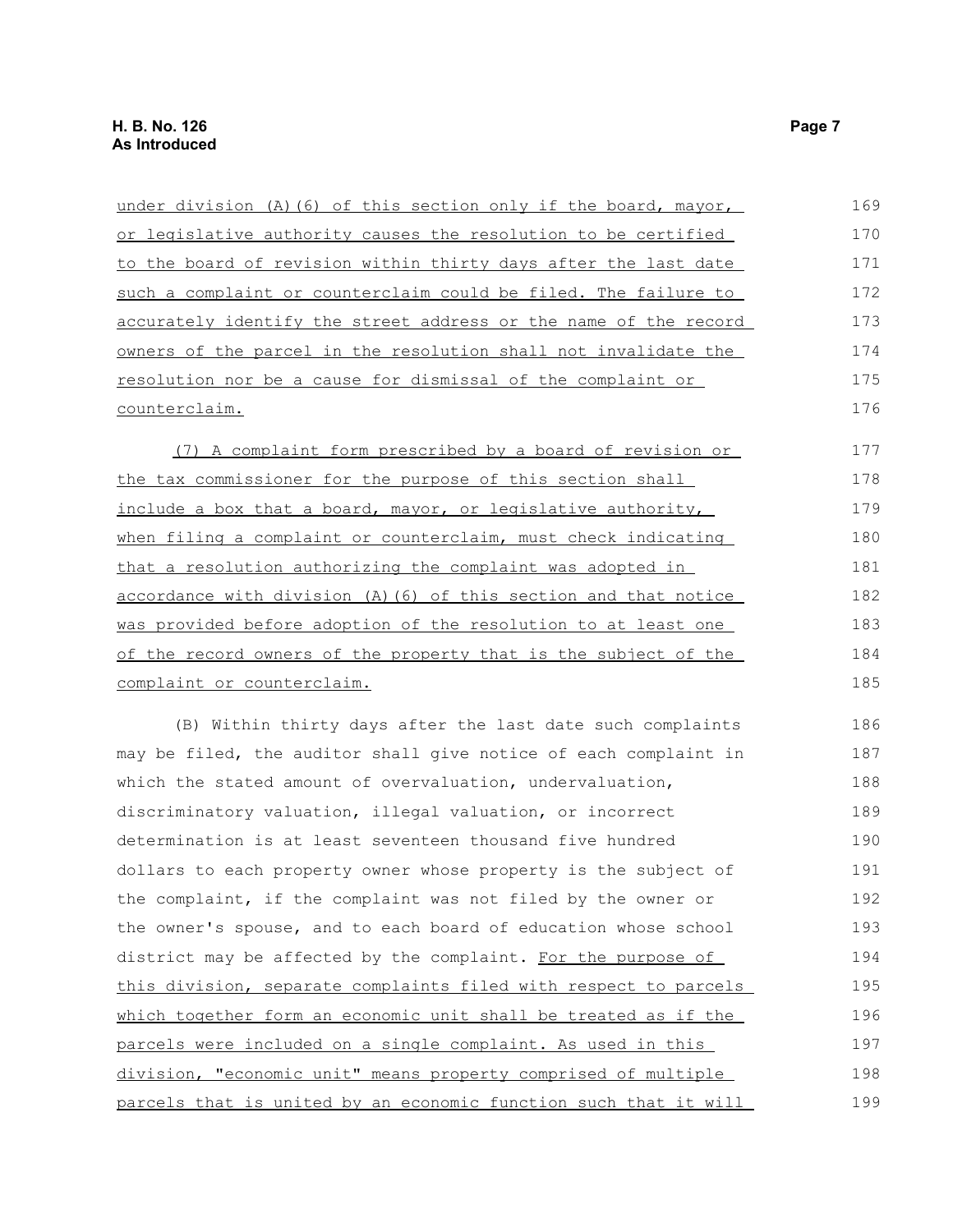under division (A)(6) of this section only if the board, mayor, or legislative authority causes the resolution to be certified to the board of revision within thirty days after the last date such a complaint or counterclaim could be filed. The failure to accurately identify the street address or the name of the record owners of the parcel in the resolution shall not invalidate the resolution nor be a cause for dismissal of the complaint or counterclaim.

(7) A complaint form prescribed by a board of revision or the tax commissioner for the purpose of this section shall include a box that a board, mayor, or legislative authority, when filing a complaint or counterclaim, must check indicating that a resolution authorizing the complaint was adopted in accordance with division (A)(6) of this section and that notice was provided before adoption of the resolution to at least one of the record owners of the property that is the subject of the complaint or counterclaim.

(B) Within thirty days after the last date such complaints may be filed, the auditor shall give notice of each complaint in which the stated amount of overvaluation, undervaluation, discriminatory valuation, illegal valuation, or incorrect determination is at least seventeen thousand five hundred dollars to each property owner whose property is the subject of the complaint, if the complaint was not filed by the owner or the owner's spouse, and to each board of education whose school district may be affected by the complaint. For the purpose of this division, separate complaints filed with respect to parcels which together form an economic unit shall be treated as if the parcels were included on a single complaint. As used in this division, "economic unit" means property comprised of multiple parcels that is united by an economic function such that it will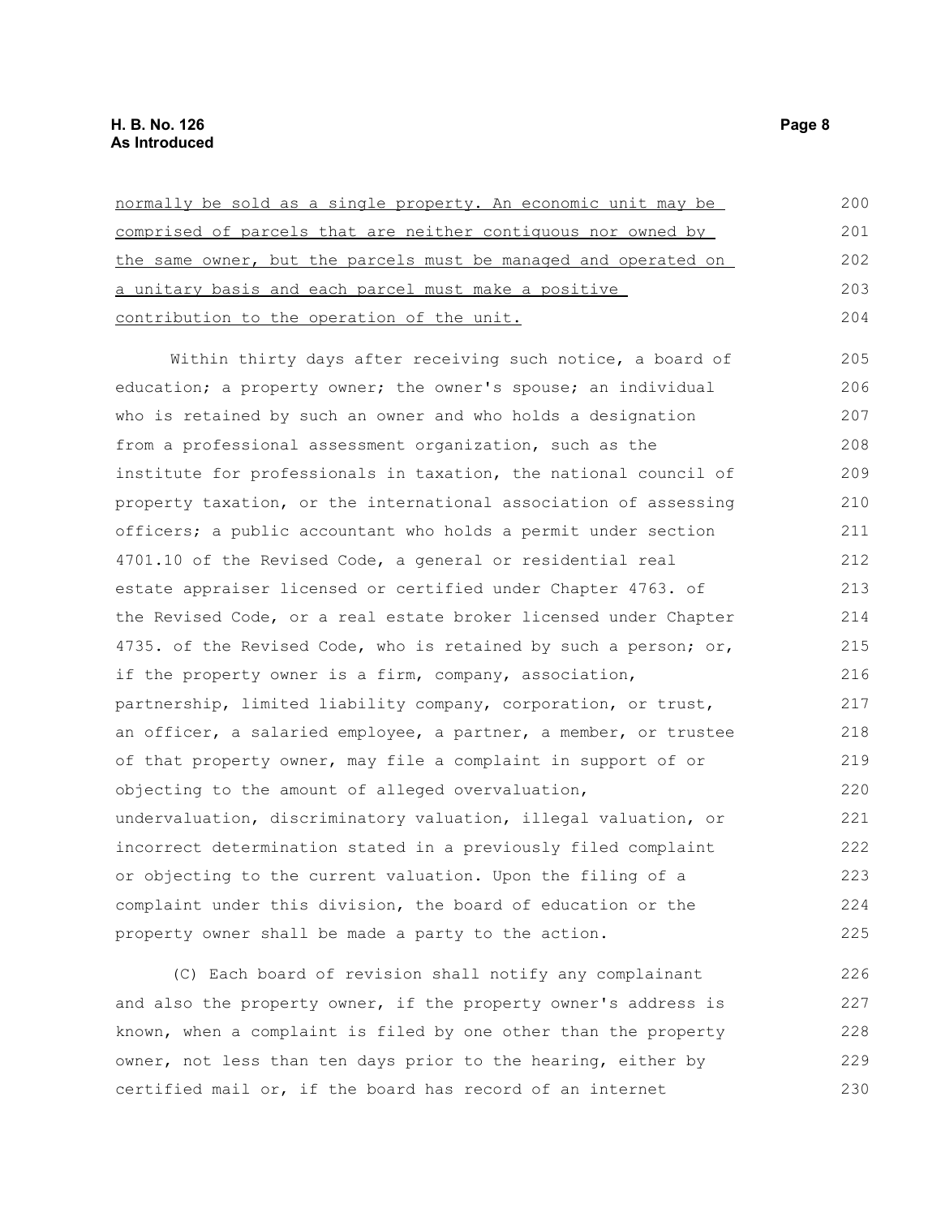normally be sold as a single property. An economic unit may be comprised of parcels that are neither contiguous nor owned by the same owner, but the parcels must be managed and operated on a unitary basis and each parcel must make a positive contribution to the operation of the unit.

Within thirty days after receiving such notice, a board of education; a property owner; the owner's spouse; an individual who is retained by such an owner and who holds a designation from a professional assessment organization, such as the institute for professionals in taxation, the national council of property taxation, or the international association of assessing officers; a public accountant who holds a permit under section 4701.10 of the Revised Code, a general or residential real estate appraiser licensed or certified under Chapter 4763. of the Revised Code, or a real estate broker licensed under Chapter 4735. of the Revised Code, who is retained by such a person; or, if the property owner is a firm, company, association, partnership, limited liability company, corporation, or trust, an officer, a salaried employee, a partner, a member, or trustee of that property owner, may file a complaint in support of or objecting to the amount of alleged overvaluation, undervaluation, discriminatory valuation, illegal valuation, or incorrect determination stated in a previously filed complaint or objecting to the current valuation. Upon the filing of a complaint under this division, the board of education or the property owner shall be made a party to the action.

(C) Each board of revision shall notify any complainant and also the property owner, if the property owner's address is known, when a complaint is filed by one other than the property owner, not less than ten days prior to the hearing, either by certified mail or, if the board has record of an internet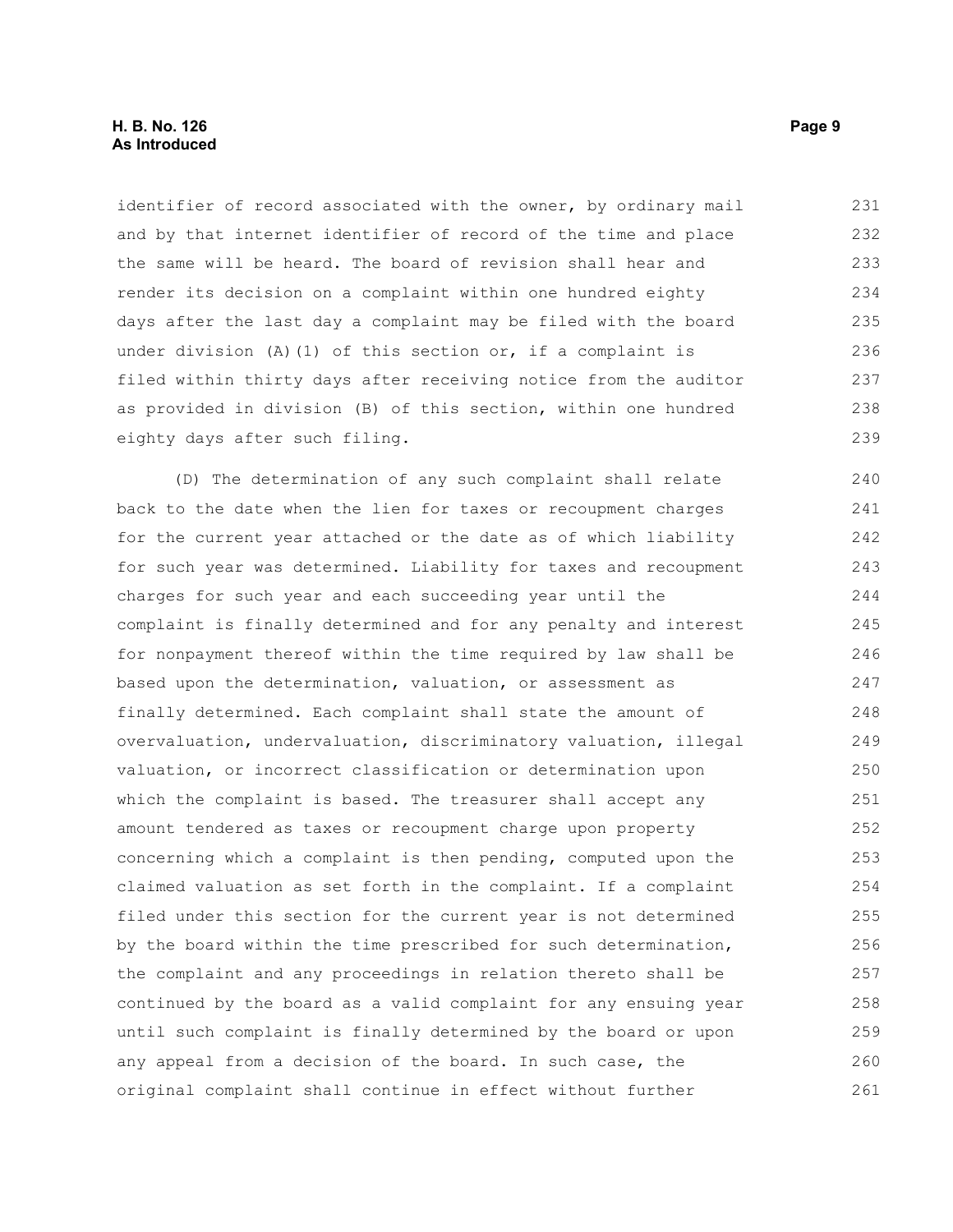identifier of record associated with the owner, by ordinary mail and by that internet identifier of record of the time and place the same will be heard. The board of revision shall hear and render its decision on a complaint within one hundred eighty days after the last day a complaint may be filed with the board under division (A)(1) of this section or, if a complaint is filed within thirty days after receiving notice from the auditor as provided in division (B) of this section, within one hundred eighty days after such filing.

(D) The determination of any such complaint shall relate back to the date when the lien for taxes or recoupment charges for the current year attached or the date as of which liability for such year was determined. Liability for taxes and recoupment charges for such year and each succeeding year until the complaint is finally determined and for any penalty and interest for nonpayment thereof within the time required by law shall be based upon the determination, valuation, or assessment as finally determined. Each complaint shall state the amount of overvaluation, undervaluation, discriminatory valuation, illegal valuation, or incorrect classification or determination upon which the complaint is based. The treasurer shall accept any amount tendered as taxes or recoupment charge upon property concerning which a complaint is then pending, computed upon the claimed valuation as set forth in the complaint. If a complaint filed under this section for the current year is not determined by the board within the time prescribed for such determination, the complaint and any proceedings in relation thereto shall be continued by the board as a valid complaint for any ensuing year until such complaint is finally determined by the board or upon any appeal from a decision of the board. In such case, the original complaint shall continue in effect without further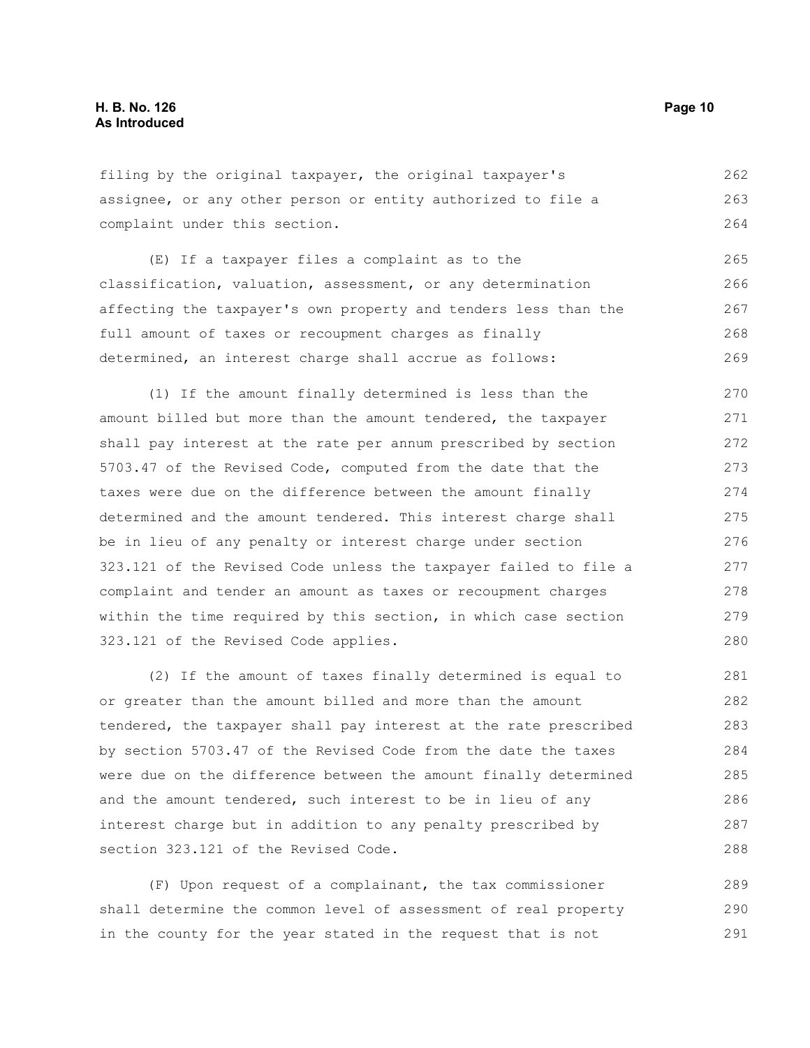filing by the original taxpayer, the original taxpayer's assignee, or any other person or entity authorized to file a complaint under this section.

(E) If a taxpayer files a complaint as to the classification, valuation, assessment, or any determination affecting the taxpayer's own property and tenders less than the full amount of taxes or recoupment charges as finally determined, an interest charge shall accrue as follows:

(1) If the amount finally determined is less than the amount billed but more than the amount tendered, the taxpayer shall pay interest at the rate per annum prescribed by section 5703.47 of the Revised Code, computed from the date that the taxes were due on the difference between the amount finally determined and the amount tendered. This interest charge shall be in lieu of any penalty or interest charge under section 323.121 of the Revised Code unless the taxpayer failed to file a complaint and tender an amount as taxes or recoupment charges within the time required by this section, in which case section 323.121 of the Revised Code applies.

(2) If the amount of taxes finally determined is equal to or greater than the amount billed and more than the amount tendered, the taxpayer shall pay interest at the rate prescribed by section 5703.47 of the Revised Code from the date the taxes were due on the difference between the amount finally determined and the amount tendered, such interest to be in lieu of any interest charge but in addition to any penalty prescribed by section 323.121 of the Revised Code.

(F) Upon request of a complainant, the tax commissioner shall determine the common level of assessment of real property in the county for the year stated in the request that is not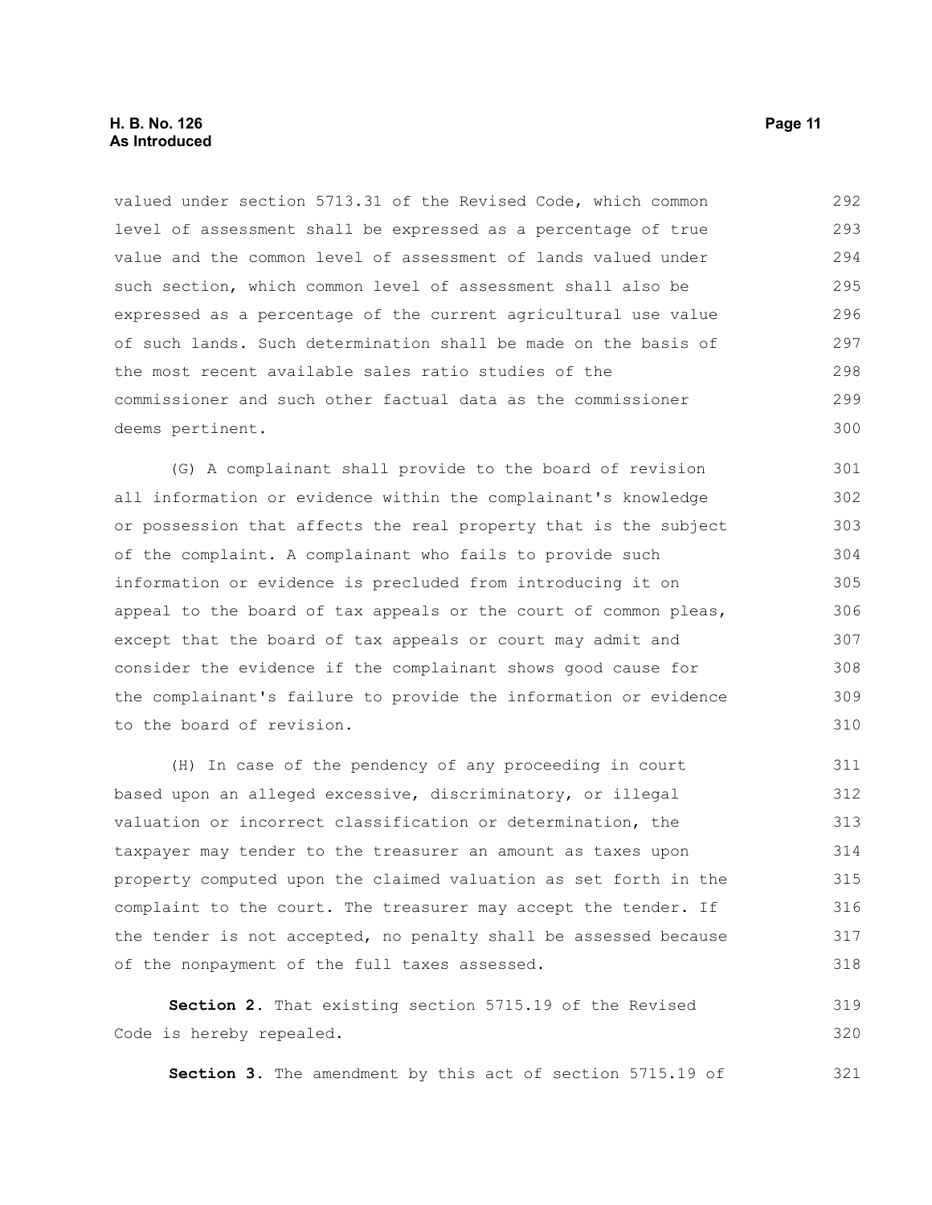valued under section 5713.31 of the Revised Code, which common level of assessment shall be expressed as a percentage of true value and the common level of assessment of lands valued under such section, which common level of assessment shall also be expressed as a percentage of the current agricultural use value of such lands. Such determination shall be made on the basis of the most recent available sales ratio studies of the commissioner and such other factual data as the commissioner deems pertinent.

(G) A complainant shall provide to the board of revision all information or evidence within the complainant's knowledge or possession that affects the real property that is the subject of the complaint. A complainant who fails to provide such information or evidence is precluded from introducing it on appeal to the board of tax appeals or the court of common pleas, except that the board of tax appeals or court may admit and consider the evidence if the complainant shows good cause for the complainant's failure to provide the information or evidence to the board of revision.

(H) In case of the pendency of any proceeding in court based upon an alleged excessive, discriminatory, or illegal valuation or incorrect classification or determination, the taxpayer may tender to the treasurer an amount as taxes upon property computed upon the claimed valuation as set forth in the complaint to the court. The treasurer may accept the tender. If the tender is not accepted, no penalty shall be assessed because of the nonpayment of the full taxes assessed.

**Section 2.** That existing section 5715.19 of the Revised Code is hereby repealed.

**Section 3.** The amendment by this act of section 5715.19 of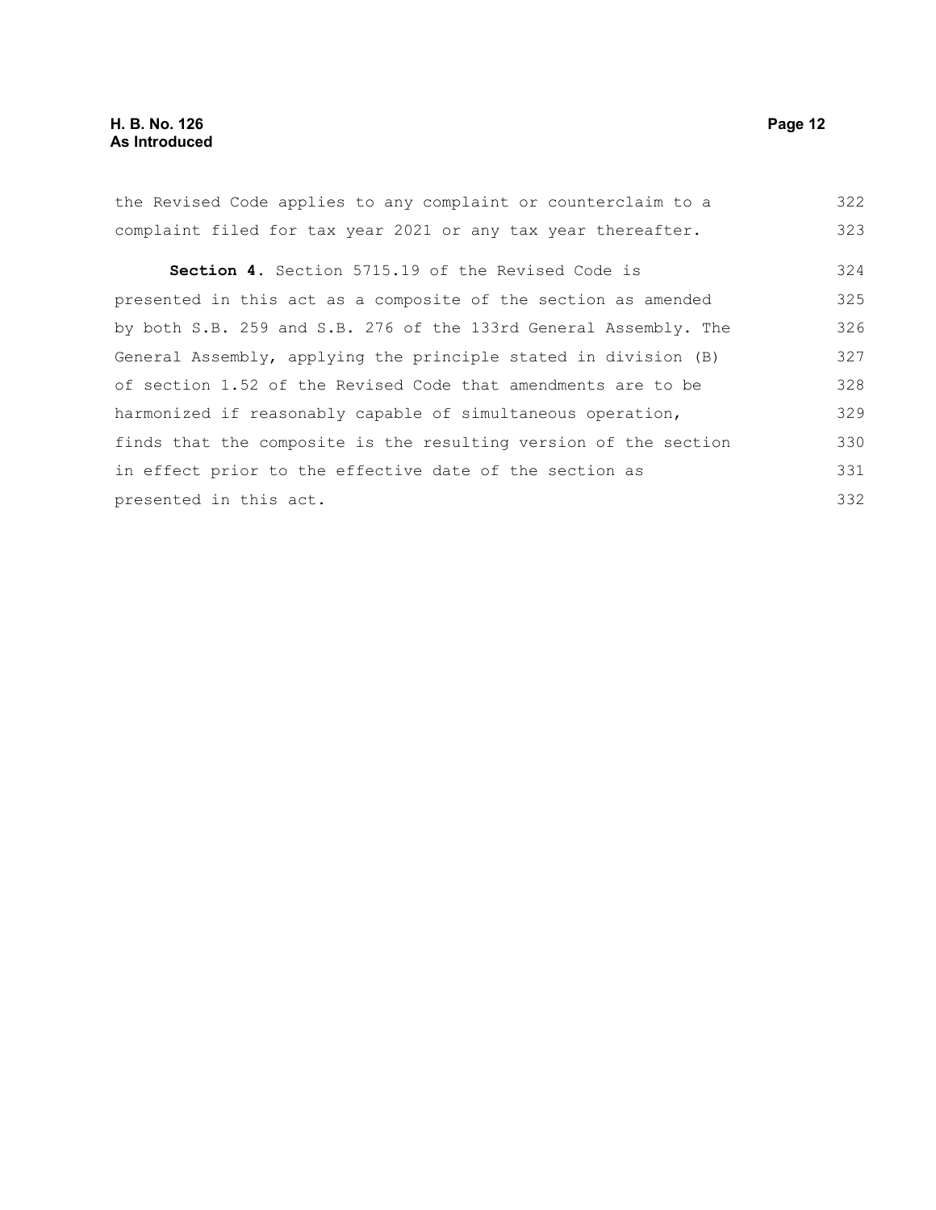the Revised Code applies to any complaint or counterclaim to a complaint filed for tax year 2021 or any tax year thereafter.

**Section 4.** Section 5715.19 of the Revised Code is presented in this act as a composite of the section as amended by both S.B. 259 and S.B. 276 of the 133rd General Assembly. The General Assembly, applying the principle stated in division (B) of section 1.52 of the Revised Code that amendments are to be harmonized if reasonably capable of simultaneous operation, finds that the composite is the resulting version of the section in effect prior to the effective date of the section as presented in this act.